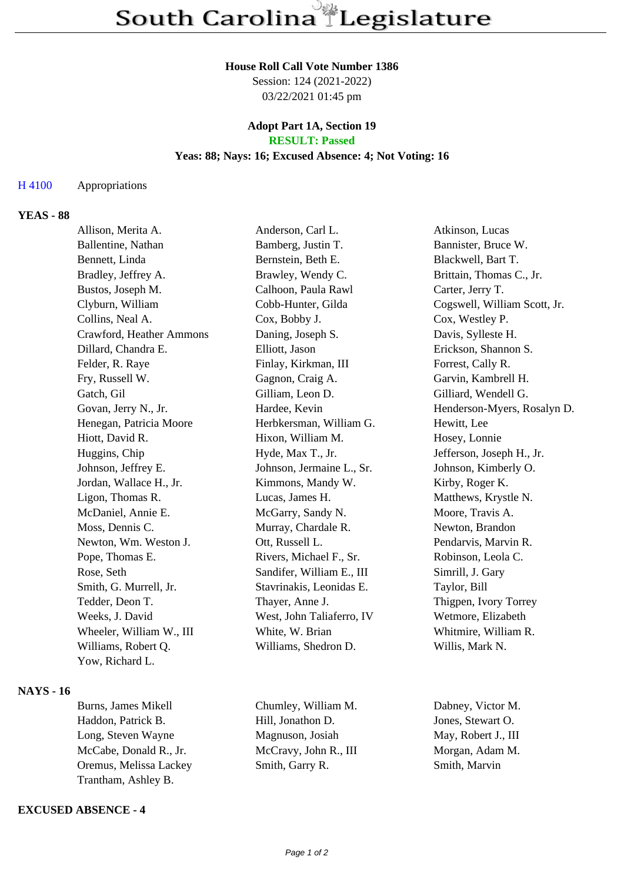# South Carolina Legislature

**House Roll Call Vote Number 1386**
Session: 124 (2021-2022)
03/22/2021 01:45 pm

**Adopt Part 1A, Section 19**
**RESULT: Passed**
**Yeas: 88; Nays: 16; Excused Absence: 4; Not Voting: 16**

H 4100 Appropriations

**YEAS - 88**

Allison, Merita A.
Anderson, Carl L.
Atkinson, Lucas
Ballentine, Nathan
Bamberg, Justin T.
Bannister, Bruce W.
Bennett, Linda
Bernstein, Beth E.
Blackwell, Bart T.
Bradley, Jeffrey A.
Brawley, Wendy C.
Brittain, Thomas C., Jr.
Bustos, Joseph M.
Calhoon, Paula Rawl
Carter, Jerry T.
Clyburn, William
Cobb-Hunter, Gilda
Cogswell, William Scott, Jr.
Collins, Neal A.
Cox, Bobby J.
Cox, Westley P.
Crawford, Heather Ammons
Daning, Joseph S.
Davis, Sylleste H.
Dillard, Chandra E.
Elliott, Jason
Erickson, Shannon S.
Felder, R. Raye
Finlay, Kirkman, III
Forrest, Cally R.
Fry, Russell W.
Gagnon, Craig A.
Garvin, Kambrell H.
Gatch, Gil
Gilliam, Leon D.
Gilliard, Wendell G.
Govan, Jerry N., Jr.
Hardee, Kevin
Henderson-Myers, Rosalyn D.
Henegan, Patricia Moore
Herbkersman, William G.
Hewitt, Lee
Hiott, David R.
Hixon, William M.
Hosey, Lonnie
Huggins, Chip
Hyde, Max T., Jr.
Jefferson, Joseph H., Jr.
Johnson, Jeffrey E.
Johnson, Jermaine L., Sr.
Johnson, Kimberly O.
Jordan, Wallace H., Jr.
Kimmons, Mandy W.
Kirby, Roger K.
Ligon, Thomas R.
Lucas, James H.
Matthews, Krystle N.
McDaniel, Annie E.
McGarry, Sandy N.
Moore, Travis A.
Moss, Dennis C.
Murray, Chardale R.
Newton, Brandon
Newton, Wm. Weston J.
Ott, Russell L.
Pendarvis, Marvin R.
Pope, Thomas E.
Rivers, Michael F., Sr.
Robinson, Leola C.
Rose, Seth
Sandifer, William E., III
Simrill, J. Gary
Smith, G. Murrell, Jr.
Stavrinakis, Leonidas E.
Taylor, Bill
Tedder, Deon T.
Thayer, Anne J.
Thigpen, Ivory Torrey
Weeks, J. David
West, John Taliaferro, IV
Wetmore, Elizabeth
Wheeler, William W., III
White, W. Brian
Whitmire, William R.
Williams, Robert Q.
Williams, Shedron D.
Willis, Mark N.
Yow, Richard L.

**NAYS - 16**

Burns, James Mikell
Chumley, William M.
Dabney, Victor M.
Haddon, Patrick B.
Hill, Jonathon D.
Jones, Stewart O.
Long, Steven Wayne
Magnuson, Josiah
May, Robert J., III
McCabe, Donald R., Jr.
McCravy, John R., III
Morgan, Adam M.
Oremus, Melissa Lackey
Smith, Garry R.
Smith, Marvin
Trantham, Ashley B.

**EXCUSED ABSENCE - 4**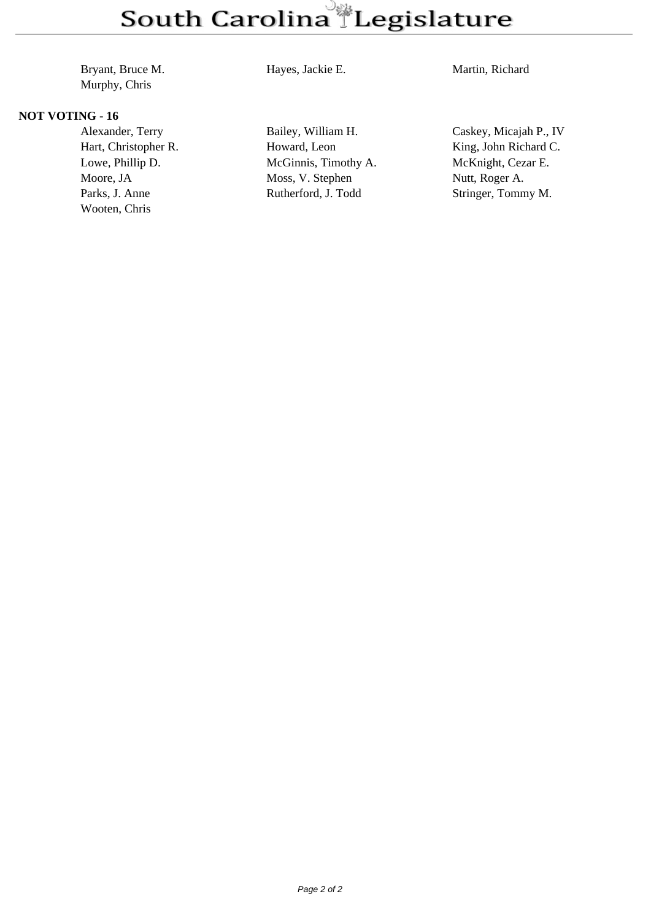| | | |
|---|---|---|
| Bryant, Bruce M. | Hayes, Jackie E. | Martin, Richard |
| Murphy, Chris | | |

**NOT VOTING - 16**

| | | |
|---|---|---|
| Alexander, Terry | Bailey, William H. | Caskey, Micajah P., IV |
| Hart, Christopher R. | Howard, Leon | King, John Richard C. |
| Lowe, Phillip D. | McGinnis, Timothy A. | McKnight, Cezar E. |
| Moore, JA | Moss, V. Stephen | Nutt, Roger A. |
| Parks, J. Anne | Rutherford, J. Todd | Stringer, Tommy M. |
| Wooten, Chris | | |